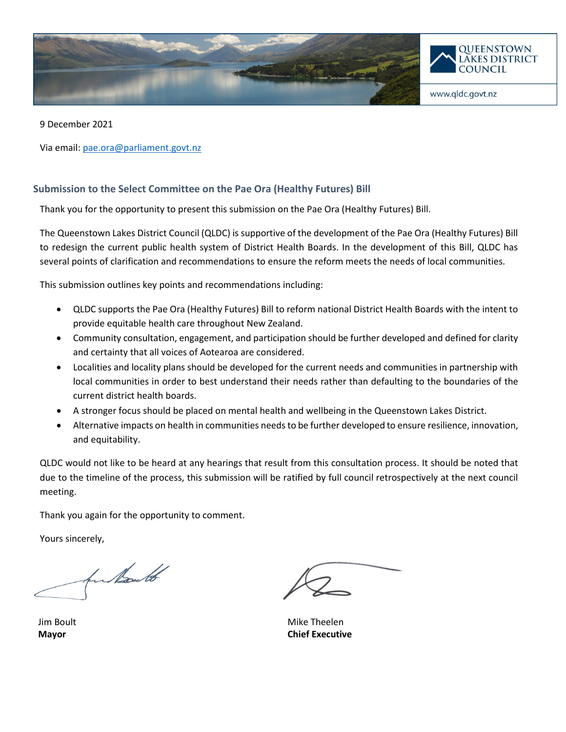QUEENSTOWN LAKES DISTRICT COUNCIL

www.qldc.govt.nz

9 December 2021

Via email: pae.ora@parliament.govt.nz

## Submission to the Select Committee on the Pae Ora (Healthy Futures) Bill

Thank you for the opportunity to present this submission on the Pae Ora (Healthy Futures) Bill.

The Queenstown Lakes District Council (QLDC) is supportive of the development of the Pae Ora (Healthy Futures) Bill to redesign the current public health system of District Health Boards. In the development of this Bill, QLDC has several points of clarification and recommendations to ensure the reform meets the needs of local communities.

This submission outlines key points and recommendations including:

- QLDC supports the Pae Ora (Healthy Futures) Bill to reform national District Health Boards with the intent to provide equitable health care throughout New Zealand.
- Community consultation, engagement, and participation should be further developed and defined for clarity and certainty that all voices of Aotearoa are considered.
- Localities and locality plans should be developed for the current needs and communities in partnership with local communities in order to best understand their needs rather than defaulting to the boundaries of the current district health boards.
- A stronger focus should be placed on mental health and wellbeing in the Queenstown Lakes District.
- Alternative impacts on health in communities needs to be further developed to ensure resilience, innovation, and equitability.

QLDC would not like to be heard at any hearings that result from this consultation process. It should be noted that due to the timeline of the process, this submission will be ratified by full council retrospectively at the next council meeting.

Thank you again for the opportunity to comment.

Yours sincerely,

Jim Boult
**Mayor**

Mike Theelen
**Chief Executive**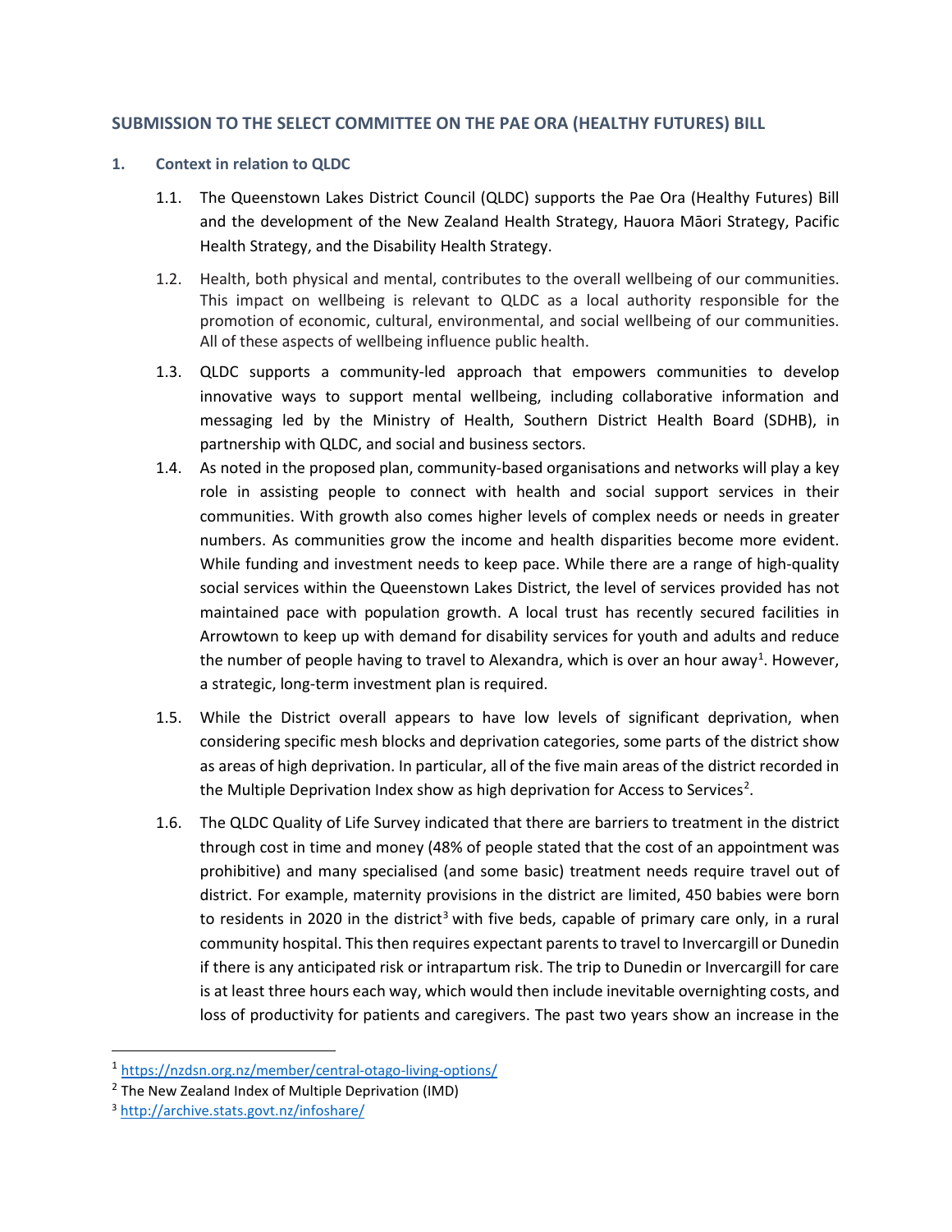## SUBMISSION TO THE SELECT COMMITTEE ON THE PAE ORA (HEALTHY FUTURES) BILL

### 1. Context in relation to QLDC

1.1. The Queenstown Lakes District Council (QLDC) supports the Pae Ora (Healthy Futures) Bill and the development of the New Zealand Health Strategy, Hauora Māori Strategy, Pacific Health Strategy, and the Disability Health Strategy.

1.2. Health, both physical and mental, contributes to the overall wellbeing of our communities. This impact on wellbeing is relevant to QLDC as a local authority responsible for the promotion of economic, cultural, environmental, and social wellbeing of our communities. All of these aspects of wellbeing influence public health.

1.3. QLDC supports a community-led approach that empowers communities to develop innovative ways to support mental wellbeing, including collaborative information and messaging led by the Ministry of Health, Southern District Health Board (SDHB), in partnership with QLDC, and social and business sectors.

1.4. As noted in the proposed plan, community-based organisations and networks will play a key role in assisting people to connect with health and social support services in their communities. With growth also comes higher levels of complex needs or needs in greater numbers. As communities grow the income and health disparities become more evident. While funding and investment needs to keep pace. While there are a range of high-quality social services within the Queenstown Lakes District, the level of services provided has not maintained pace with population growth. A local trust has recently secured facilities in Arrowtown to keep up with demand for disability services for youth and adults and reduce the number of people having to travel to Alexandra, which is over an hour away[1]. However, a strategic, long-term investment plan is required.

1.5. While the District overall appears to have low levels of significant deprivation, when considering specific mesh blocks and deprivation categories, some parts of the district show as areas of high deprivation. In particular, all of the five main areas of the district recorded in the Multiple Deprivation Index show as high deprivation for Access to Services[2].

1.6. The QLDC Quality of Life Survey indicated that there are barriers to treatment in the district through cost in time and money (48% of people stated that the cost of an appointment was prohibitive) and many specialised (and some basic) treatment needs require travel out of district. For example, maternity provisions in the district are limited, 450 babies were born to residents in 2020 in the district[3] with five beds, capable of primary care only, in a rural community hospital. This then requires expectant parents to travel to Invercargill or Dunedin if there is any anticipated risk or intrapartum risk. The trip to Dunedin or Invercargill for care is at least three hours each way, which would then include inevitable overnighting costs, and loss of productivity for patients and caregivers. The past two years show an increase in the

---

[1] https://nzdsn.org.nz/member/central-otago-living-options/

[2] The New Zealand Index of Multiple Deprivation (IMD)

[3] http://archive.stats.govt.nz/infoshare/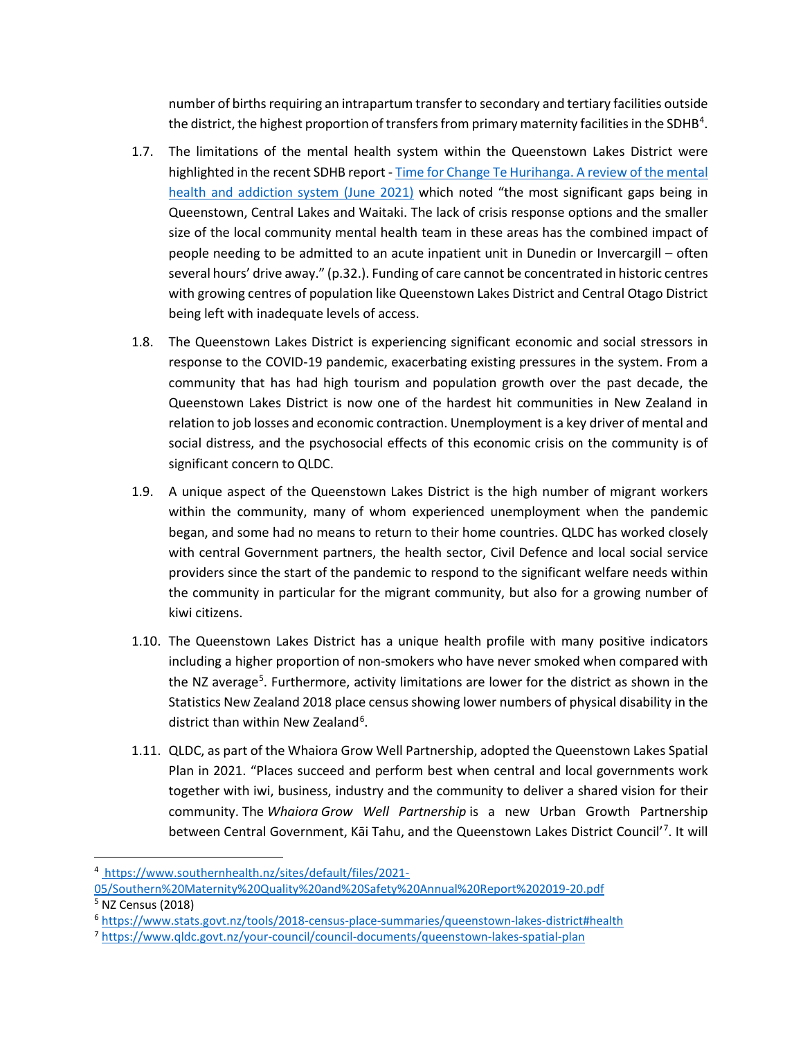number of births requiring an intrapartum transfer to secondary and tertiary facilities outside the district, the highest proportion of transfers from primary maternity facilities in the SDHB[4].

1.7. The limitations of the mental health system within the Queenstown Lakes District were highlighted in the recent SDHB report - [Time for Change Te Hurihanga. A review of the mental health and addiction system (June 2021)]() which noted "the most significant gaps being in Queenstown, Central Lakes and Waitaki. The lack of crisis response options and the smaller size of the local community mental health team in these areas has the combined impact of people needing to be admitted to an acute inpatient unit in Dunedin or Invercargill – often several hours' drive away." (p.32.). Funding of care cannot be concentrated in historic centres with growing centres of population like Queenstown Lakes District and Central Otago District being left with inadequate levels of access.

1.8. The Queenstown Lakes District is experiencing significant economic and social stressors in response to the COVID-19 pandemic, exacerbating existing pressures in the system. From a community that has had high tourism and population growth over the past decade, the Queenstown Lakes District is now one of the hardest hit communities in New Zealand in relation to job losses and economic contraction. Unemployment is a key driver of mental and social distress, and the psychosocial effects of this economic crisis on the community is of significant concern to QLDC.

1.9. A unique aspect of the Queenstown Lakes District is the high number of migrant workers within the community, many of whom experienced unemployment when the pandemic began, and some had no means to return to their home countries. QLDC has worked closely with central Government partners, the health sector, Civil Defence and local social service providers since the start of the pandemic to respond to the significant welfare needs within the community in particular for the migrant community, but also for a growing number of kiwi citizens.

1.10. The Queenstown Lakes District has a unique health profile with many positive indicators including a higher proportion of non-smokers who have never smoked when compared with the NZ average[5]. Furthermore, activity limitations are lower for the district as shown in the Statistics New Zealand 2018 place census showing lower numbers of physical disability in the district than within New Zealand[6].

1.11. QLDC, as part of the Whaiora Grow Well Partnership, adopted the Queenstown Lakes Spatial Plan in 2021. "Places succeed and perform best when central and local governments work together with iwi, business, industry and the community to deliver a shared vision for their community. The *Whaiora Grow Well Partnership* is a new Urban Growth Partnership between Central Government, Kāi Tahu, and the Queenstown Lakes District Council'[7]. It will

---

[4] https://www.southernhealth.nz/sites/default/files/2021-05/Southern%20Maternity%20Quality%20and%20Safety%20Annual%20Report%202019-20.pdf

[5] NZ Census (2018)

[6] https://www.stats.govt.nz/tools/2018-census-place-summaries/queenstown-lakes-district#health

[7] https://www.qldc.govt.nz/your-council/council-documents/queenstown-lakes-spatial-plan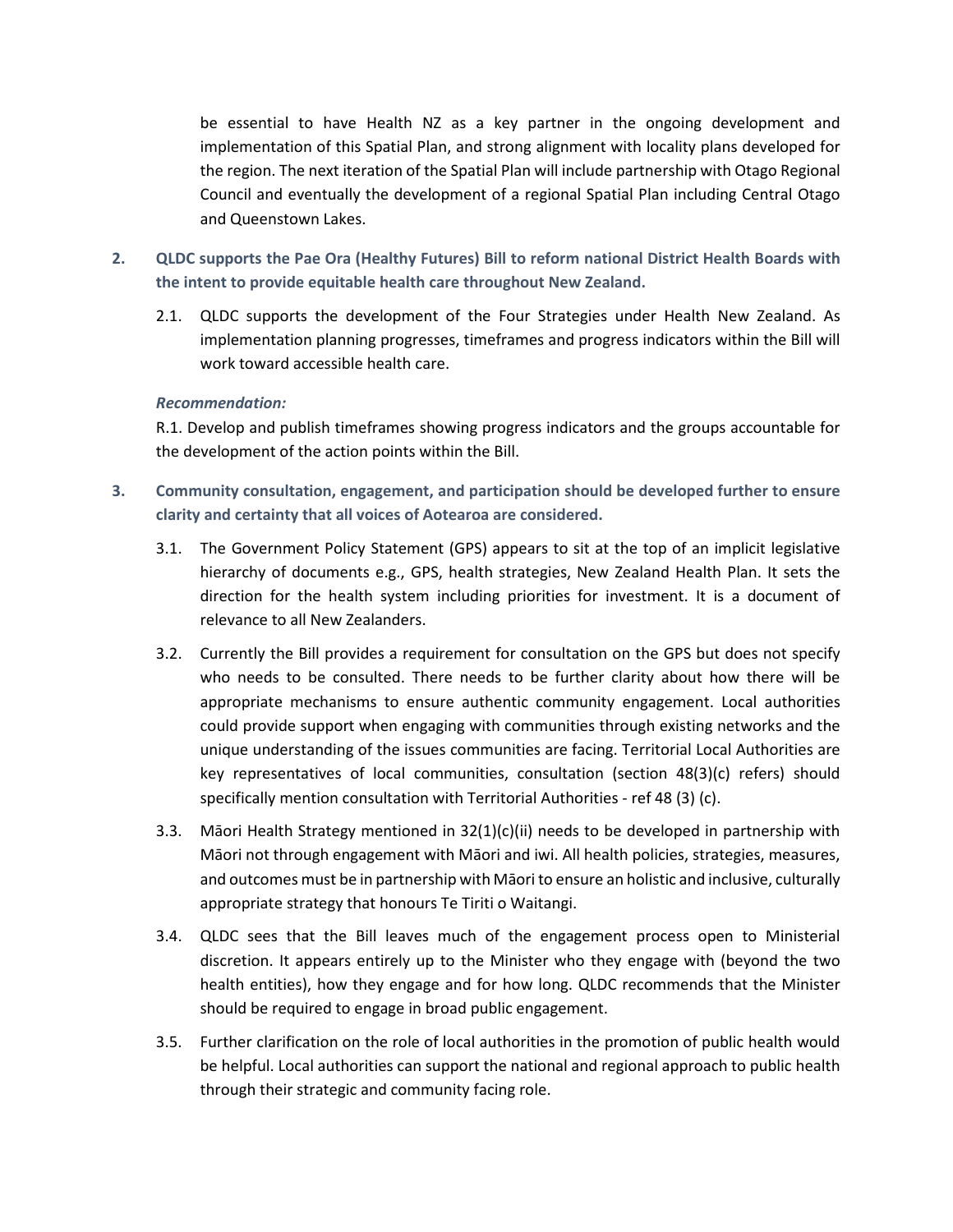be essential to have Health NZ as a key partner in the ongoing development and implementation of this Spatial Plan, and strong alignment with locality plans developed for the region. The next iteration of the Spatial Plan will include partnership with Otago Regional Council and eventually the development of a regional Spatial Plan including Central Otago and Queenstown Lakes.

**2. QLDC supports the Pae Ora (Healthy Futures) Bill to reform national District Health Boards with the intent to provide equitable health care throughout New Zealand.**

2.1. QLDC supports the development of the Four Strategies under Health New Zealand. As implementation planning progresses, timeframes and progress indicators within the Bill will work toward accessible health care.

***Recommendation:***

R.1. Develop and publish timeframes showing progress indicators and the groups accountable for the development of the action points within the Bill.

**3. Community consultation, engagement, and participation should be developed further to ensure clarity and certainty that all voices of Aotearoa are considered.**

3.1. The Government Policy Statement (GPS) appears to sit at the top of an implicit legislative hierarchy of documents e.g., GPS, health strategies, New Zealand Health Plan. It sets the direction for the health system including priorities for investment. It is a document of relevance to all New Zealanders.

3.2. Currently the Bill provides a requirement for consultation on the GPS but does not specify who needs to be consulted. There needs to be further clarity about how there will be appropriate mechanisms to ensure authentic community engagement. Local authorities could provide support when engaging with communities through existing networks and the unique understanding of the issues communities are facing. Territorial Local Authorities are key representatives of local communities, consultation (section 48(3)(c) refers) should specifically mention consultation with Territorial Authorities - ref 48 (3) (c).

3.3. Māori Health Strategy mentioned in 32(1)(c)(ii) needs to be developed in partnership with Māori not through engagement with Māori and iwi. All health policies, strategies, measures, and outcomes must be in partnership with Māori to ensure an holistic and inclusive, culturally appropriate strategy that honours Te Tiriti o Waitangi.

3.4. QLDC sees that the Bill leaves much of the engagement process open to Ministerial discretion. It appears entirely up to the Minister who they engage with (beyond the two health entities), how they engage and for how long. QLDC recommends that the Minister should be required to engage in broad public engagement.

3.5. Further clarification on the role of local authorities in the promotion of public health would be helpful. Local authorities can support the national and regional approach to public health through their strategic and community facing role.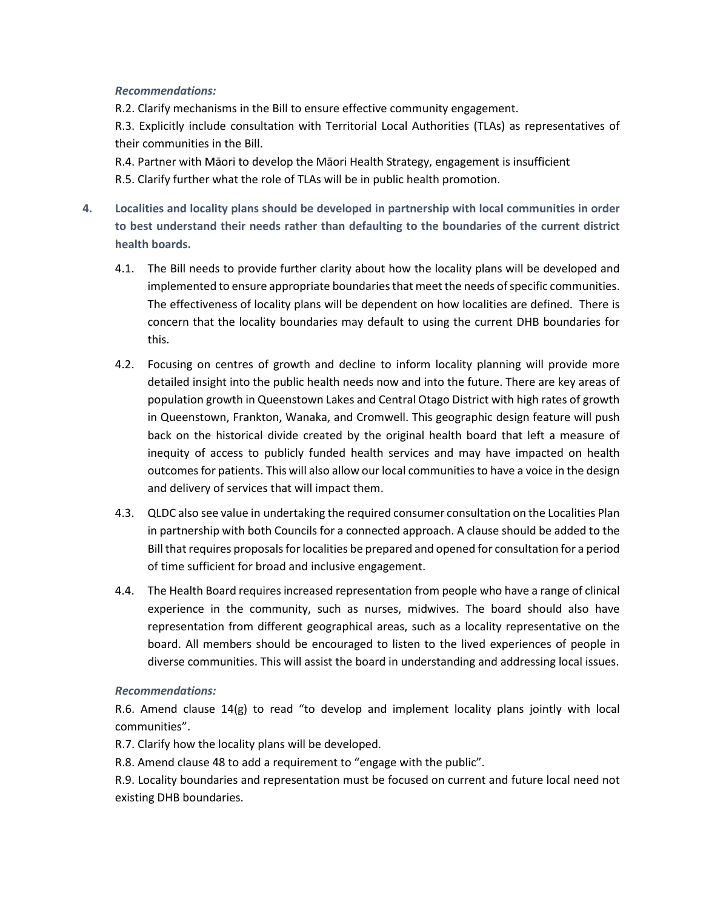***Recommendations:***

R.2. Clarify mechanisms in the Bill to ensure effective community engagement.

R.3. Explicitly include consultation with Territorial Local Authorities (TLAs) as representatives of their communities in the Bill.

R.4. Partner with Māori to develop the Māori Health Strategy, engagement is insufficient

R.5. Clarify further what the role of TLAs will be in public health promotion.

**4. Localities and locality plans should be developed in partnership with local communities in order to best understand their needs rather than defaulting to the boundaries of the current district health boards.**

4.1. The Bill needs to provide further clarity about how the locality plans will be developed and implemented to ensure appropriate boundaries that meet the needs of specific communities. The effectiveness of locality plans will be dependent on how localities are defined. There is concern that the locality boundaries may default to using the current DHB boundaries for this.

4.2. Focusing on centres of growth and decline to inform locality planning will provide more detailed insight into the public health needs now and into the future. There are key areas of population growth in Queenstown Lakes and Central Otago District with high rates of growth in Queenstown, Frankton, Wanaka, and Cromwell. This geographic design feature will push back on the historical divide created by the original health board that left a measure of inequity of access to publicly funded health services and may have impacted on health outcomes for patients. This will also allow our local communities to have a voice in the design and delivery of services that will impact them.

4.3. QLDC also see value in undertaking the required consumer consultation on the Localities Plan in partnership with both Councils for a connected approach. A clause should be added to the Bill that requires proposals for localities be prepared and opened for consultation for a period of time sufficient for broad and inclusive engagement.

4.4. The Health Board requires increased representation from people who have a range of clinical experience in the community, such as nurses, midwives. The board should also have representation from different geographical areas, such as a locality representative on the board. All members should be encouraged to listen to the lived experiences of people in diverse communities. This will assist the board in understanding and addressing local issues.

***Recommendations:***

R.6. Amend clause 14(g) to read "to develop and implement locality plans jointly with local communities".

R.7. Clarify how the locality plans will be developed.

R.8. Amend clause 48 to add a requirement to "engage with the public".

R.9. Locality boundaries and representation must be focused on current and future local need not existing DHB boundaries.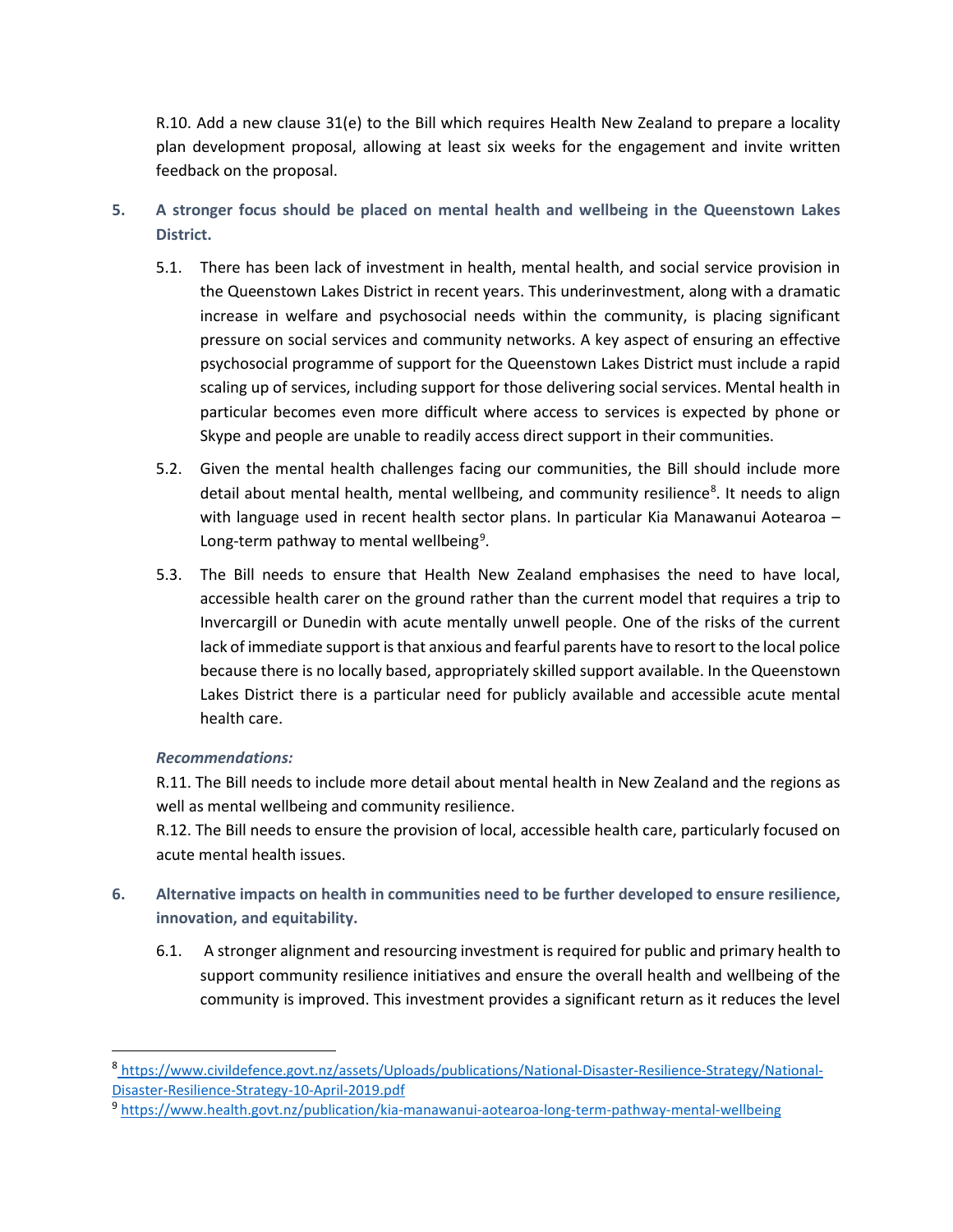R.10. Add a new clause 31(e) to the Bill which requires Health New Zealand to prepare a locality plan development proposal, allowing at least six weeks for the engagement and invite written feedback on the proposal.

5. **A stronger focus should be placed on mental health and wellbeing in the Queenstown Lakes District.**

   5.1. There has been lack of investment in health, mental health, and social service provision in the Queenstown Lakes District in recent years. This underinvestment, along with a dramatic increase in welfare and psychosocial needs within the community, is placing significant pressure on social services and community networks. A key aspect of ensuring an effective psychosocial programme of support for the Queenstown Lakes District must include a rapid scaling up of services, including support for those delivering social services. Mental health in particular becomes even more difficult where access to services is expected by phone or Skype and people are unable to readily access direct support in their communities.

   5.2. Given the mental health challenges facing our communities, the Bill should include more detail about mental health, mental wellbeing, and community resilience[8]. It needs to align with language used in recent health sector plans. In particular Kia Manawanui Aotearoa – Long-term pathway to mental wellbeing[9].

   5.3. The Bill needs to ensure that Health New Zealand emphasises the need to have local, accessible health carer on the ground rather than the current model that requires a trip to Invercargill or Dunedin with acute mentally unwell people. One of the risks of the current lack of immediate support is that anxious and fearful parents have to resort to the local police because there is no locally based, appropriately skilled support available. In the Queenstown Lakes District there is a particular need for publicly available and accessible acute mental health care.

***Recommendations:***

R.11. The Bill needs to include more detail about mental health in New Zealand and the regions as well as mental wellbeing and community resilience.

R.12. The Bill needs to ensure the provision of local, accessible health care, particularly focused on acute mental health issues.

6. **Alternative impacts on health in communities need to be further developed to ensure resilience, innovation, and equitability.**

   6.1. A stronger alignment and resourcing investment is required for public and primary health to support community resilience initiatives and ensure the overall health and wellbeing of the community is improved. This investment provides a significant return as it reduces the level

---

[8] https://www.civildefence.govt.nz/assets/Uploads/publications/National-Disaster-Resilience-Strategy/National-Disaster-Resilience-Strategy-10-April-2019.pdf

[9] https://www.health.govt.nz/publication/kia-manawanui-aotearoa-long-term-pathway-mental-wellbeing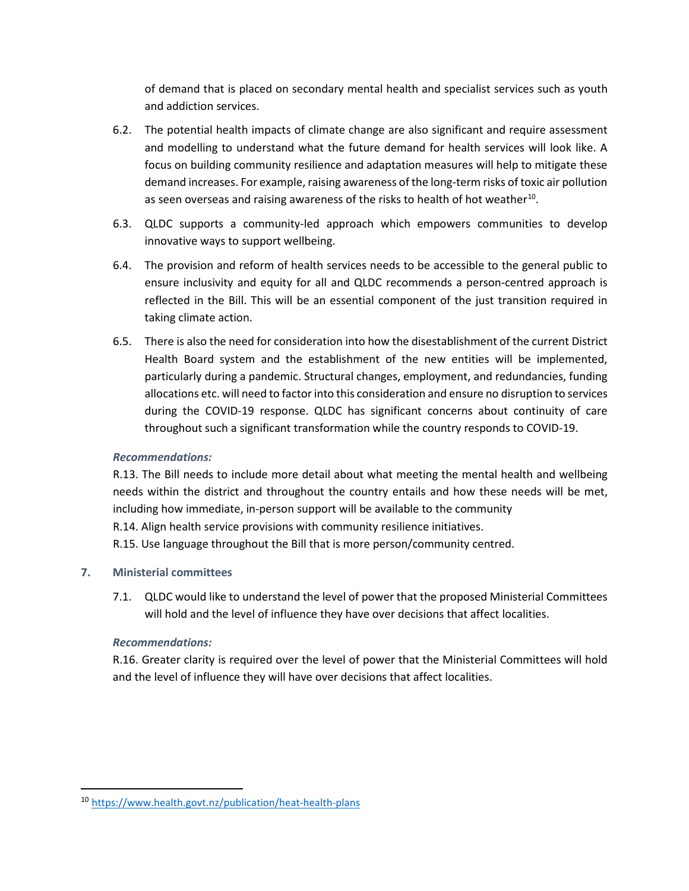of demand that is placed on secondary mental health and specialist services such as youth and addiction services.

6.2. The potential health impacts of climate change are also significant and require assessment and modelling to understand what the future demand for health services will look like. A focus on building community resilience and adaptation measures will help to mitigate these demand increases. For example, raising awareness of the long-term risks of toxic air pollution as seen overseas and raising awareness of the risks to health of hot weather[10].

6.3. QLDC supports a community-led approach which empowers communities to develop innovative ways to support wellbeing.

6.4. The provision and reform of health services needs to be accessible to the general public to ensure inclusivity and equity for all and QLDC recommends a person-centred approach is reflected in the Bill. This will be an essential component of the just transition required in taking climate action.

6.5. There is also the need for consideration into how the disestablishment of the current District Health Board system and the establishment of the new entities will be implemented, particularly during a pandemic. Structural changes, employment, and redundancies, funding allocations etc. will need to factor into this consideration and ensure no disruption to services during the COVID-19 response. QLDC has significant concerns about continuity of care throughout such a significant transformation while the country responds to COVID-19.

***Recommendations:***

R.13. The Bill needs to include more detail about what meeting the mental health and wellbeing needs within the district and throughout the country entails and how these needs will be met, including how immediate, in-person support will be available to the community

R.14. Align health service provisions with community resilience initiatives.

R.15. Use language throughout the Bill that is more person/community centred.

## 7. Ministerial committees

7.1. QLDC would like to understand the level of power that the proposed Ministerial Committees will hold and the level of influence they have over decisions that affect localities.

***Recommendations:***

R.16. Greater clarity is required over the level of power that the Ministerial Committees will hold and the level of influence they will have over decisions that affect localities.

---

[10] https://www.health.govt.nz/publication/heat-health-plans